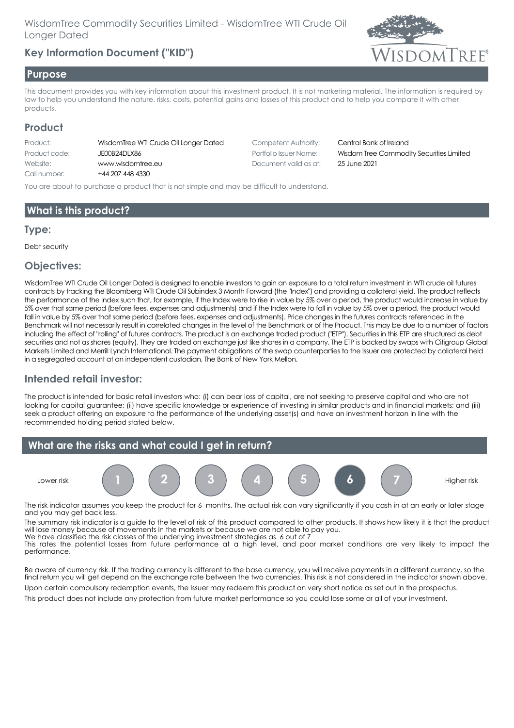WisdomTree Commodity Securities Limited - WisdomTree WTI Crude Oil Longer Dated

## Key Information Document ("KID")

## Purpose

This document provides you with key information about this investment product. It is not marketing material. The information is required by law to help you understand the nature, risks, costs, potential gains and losses of this product and to help you compare it with other products.

## Product

| | | | |
|---|---|---|---|
| Product: | WisdomTree WTI Crude Oil Longer Dated | Competent Authority: | Central Bank of Ireland |
| Product code: | JE00B24DLX86 | Portfolio Issuer Name: | Wisdom Tree Commodity Securities Limited |
| Website: | www.wisdomtree.eu | Document valid as at: | 25 June 2021 |
| Call number: | +44 207 448 4330 | | |

You are about to purchase a product that is not simple and may be difficult to understand.

## What is this product?

### Type:

Debt security

### Objectives:

WisdomTree WTI Crude Oil Longer Dated is designed to enable investors to gain an exposure to a total return investment in WTI crude oil futures contracts by tracking the Bloomberg WTI Crude Oil Subindex 3 Month Forward (the "Index") and providing a collateral yield. The product reflects the performance of the Index such that, for example, if the Index were to rise in value by 5% over a period, the product would increase in value by 5% over that same period (before fees, expenses and adjustments) and if the Index were to fall in value by 5% over a period, the product would fall in value by 5% over that same period (before fees, expenses and adjustments). Price changes in the futures contracts referenced in the Benchmark will not necessarily result in correlated changes in the level of the Benchmark or of the Product. This may be due to a number of factors including the effect of "rolling" of futures contracts. The product is an exchange traded product ("ETP"). Securities in this ETP are structured as debt securities and not as shares (equity). They are traded on exchange just like shares in a company. The ETP is backed by swaps with Citigroup Global Markets Limited and Merrill Lynch International. The payment obligations of the swap counterparties to the Issuer are protected by collateral held in a segregated account at an independent custodian, The Bank of New York Mellon.

### Intended retail investor:

The product is intended for basic retail investors who: (i) can bear loss of capital, are not seeking to preserve capital and who are not looking for capital guarantee; (ii) have specific knowledge or experience of investing in similar products and in financial markets; and (iii) seek a product offering an exposure to the performance of the underlying asset(s) and have an investment horizon in line with the recommended holding period stated below.

## What are the risks and what could I get in return?

Lower risk 1 2 3 4 5 **6** 7 Higher risk

The risk indicator assumes you keep the product for 6 months. The actual risk can vary significantly if you cash in at an early or later stage and you may get back less.

The summary risk indicator is a guide to the level of risk of this product compared to other products. It shows how likely it is that the product will lose money because of movements in the markets or because we are not able to pay you.

We have classified the risk classes of the underlying investment strategies as 6 out of 7

This rates the potential losses from future performance at a high level, and poor market conditions are very likely to impact the performance.

Be aware of currency risk. If the trading currency is different to the base currency, you will receive payments in a different currency, so the final return you will get depend on the exchange rate between the two currencies. This risk is not considered in the indicator shown above.

Upon certain compulsory redemption events, the Issuer may redeem this product on very short notice as set out in the prospectus.

This product does not include any protection from future market performance so you could lose some or all of your investment.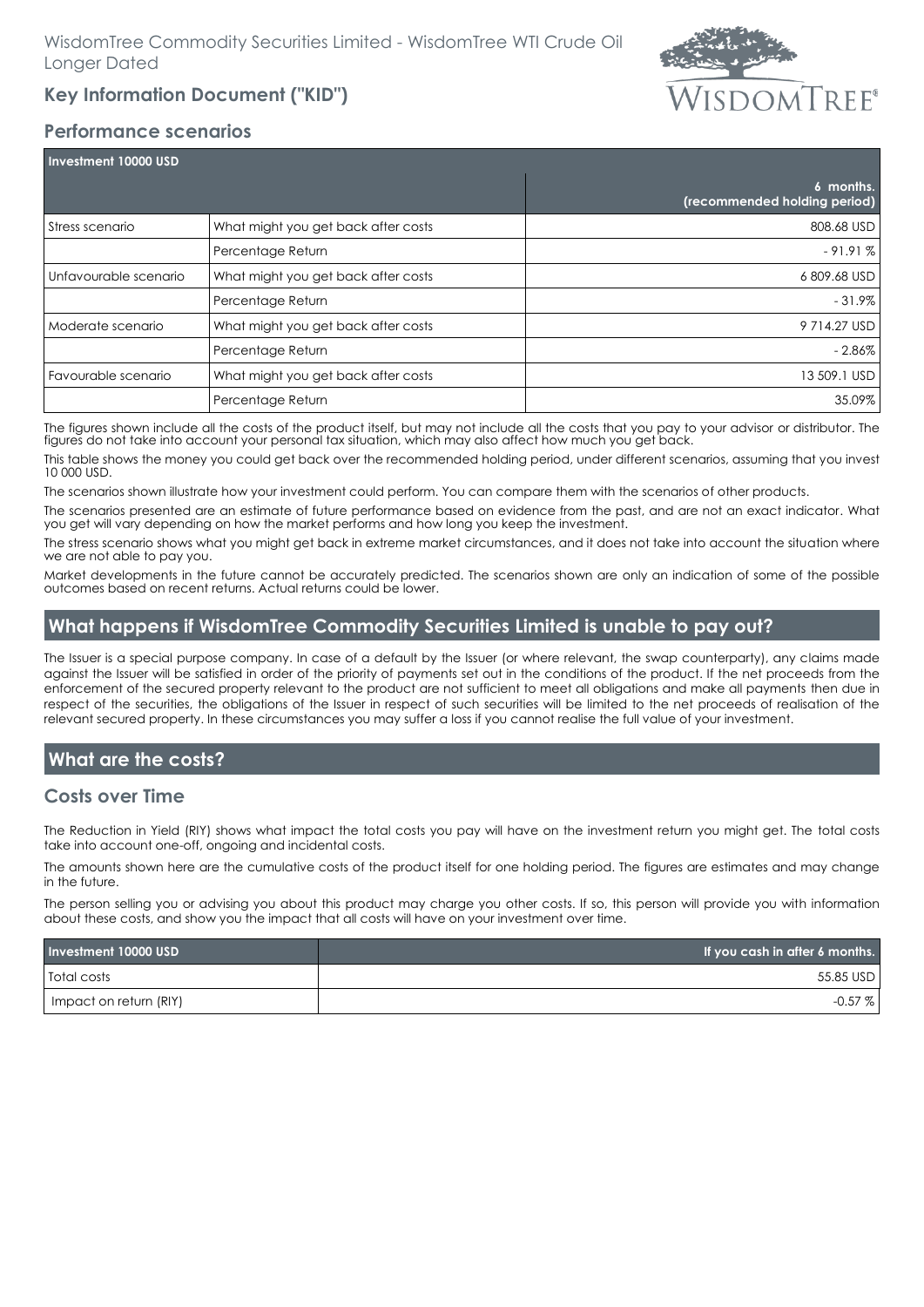WisdomTree Commodity Securities Limited - WisdomTree WTI Crude Oil Longer Dated

## Key Information Document ("KID")

### Performance scenarios

| Investment 10000 USD | | 6 months. (recommended holding period) |
|---|---|---|
| Stress scenario | What might you get back after costs | 808.68 USD |
| | Percentage Return | - 91.91 % |
| Unfavourable scenario | What might you get back after costs | 6 809.68 USD |
| | Percentage Return | - 31.9% |
| Moderate scenario | What might you get back after costs | 9 714.27 USD |
| | Percentage Return | - 2.86% |
| Favourable scenario | What might you get back after costs | 13 509.1 USD |
| | Percentage Return | 35.09% |

The figures shown include all the costs of the product itself, but may not include all the costs that you pay to your advisor or distributor. The figures do not take into account your personal tax situation, which may also affect how much you get back.

This table shows the money you could get back over the recommended holding period, under different scenarios, assuming that you invest 10 000 USD.

The scenarios shown illustrate how your investment could perform. You can compare them with the scenarios of other products.

The scenarios presented are an estimate of future performance based on evidence from the past, and are not an exact indicator. What you get will vary depending on how the market performs and how long you keep the investment.

The stress scenario shows what you might get back in extreme market circumstances, and it does not take into account the situation where we are not able to pay you.

Market developments in the future cannot be accurately predicted. The scenarios shown are only an indication of some of the possible outcomes based on recent returns. Actual returns could be lower.

## What happens if WisdomTree Commodity Securities Limited is unable to pay out?

The Issuer is a special purpose company. In case of a default by the Issuer (or where relevant, the swap counterparty), any claims made against the Issuer will be satisfied in order of the priority of payments set out in the conditions of the product. If the net proceeds from the enforcement of the secured property relevant to the product are not sufficient to meet all obligations and make all payments then due in respect of the securities, the obligations of the Issuer in respect of such securities will be limited to the net proceeds of realisation of the relevant secured property. In these circumstances you may suffer a loss if you cannot realise the full value of your investment.

## What are the costs?

### Costs over Time

The Reduction in Yield (RIY) shows what impact the total costs you pay will have on the investment return you might get. The total costs take into account one-off, ongoing and incidental costs.

The amounts shown here are the cumulative costs of the product itself for one holding period. The figures are estimates and may change in the future.

The person selling you or advising you about this product may charge you other costs. If so, this person will provide you with information about these costs, and show you the impact that all costs will have on your investment over time.

| Investment 10000 USD | If you cash in after 6 months. |
|---|---|
| Total costs | 55.85 USD |
| Impact on return (RIY) | -0.57 % |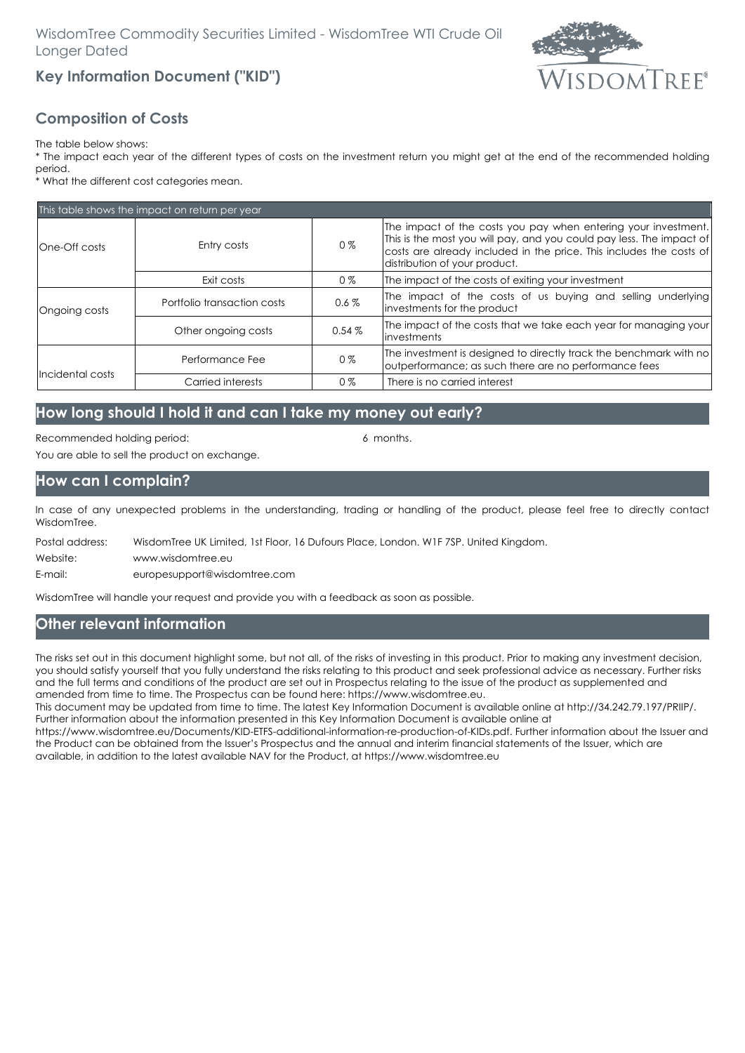WisdomTree Commodity Securities Limited - WisdomTree WTI Crude Oil Longer Dated

**Key Information Document ("KID")**

## Composition of Costs

The table below shows:
* The impact each year of the different types of costs on the investment return you might get at the end of the recommended holding period.
* What the different cost categories mean.

| This table shows the impact on return per year | | | |
|---|---|---|---|
| One-Off costs | Entry costs | 0 % | The impact of the costs you pay when entering your investment. This is the most you will pay, and you could pay less. The impact of costs are already included in the price. This includes the costs of distribution of your product. |
| | Exit costs | 0 % | The impact of the costs of exiting your investment |
| Ongoing costs | Portfolio transaction costs | 0.6 % | The impact of the costs of us buying and selling underlying investments for the product |
| | Other ongoing costs | 0.54 % | The impact of the costs that we take each year for managing your investments |
| Incidental costs | Performance Fee | 0 % | The investment is designed to directly track the benchmark with no outperformance; as such there are no performance fees |
| | Carried interests | 0 % | There is no carried interest |

## How long should I hold it and can I take my money out early?

Recommended holding period: 6 months.

You are able to sell the product on exchange.

## How can I complain?

In case of any unexpected problems in the understanding, trading or handling of the product, please feel free to directly contact WisdomTree.

Postal address: WisdomTree UK Limited, 1st Floor, 16 Dufours Place, London. W1F 7SP. United Kingdom.

Website: www.wisdomtree.eu

E-mail: europesupport@wisdomtree.com

WisdomTree will handle your request and provide you with a feedback as soon as possible.

## Other relevant information

The risks set out in this document highlight some, but not all, of the risks of investing in this product. Prior to making any investment decision, you should satisfy yourself that you fully understand the risks relating to this product and seek professional advice as necessary. Further risks and the full terms and conditions of the product are set out in Prospectus relating to the issue of the product as supplemented and amended from time to time. The Prospectus can be found here: https://www.wisdomtree.eu.
This document may be updated from time to time. The latest Key Information Document is available online at http://34.242.79.197/PRIIP/. Further information about the information presented in this Key Information Document is available online at https://www.wisdomtree.eu/Documents/KID-ETFS-additional-information-re-production-of-KIDs.pdf. Further information about the Issuer and the Product can be obtained from the Issuer's Prospectus and the annual and interim financial statements of the Issuer, which are available, in addition to the latest available NAV for the Product, at https://www.wisdomtree.eu